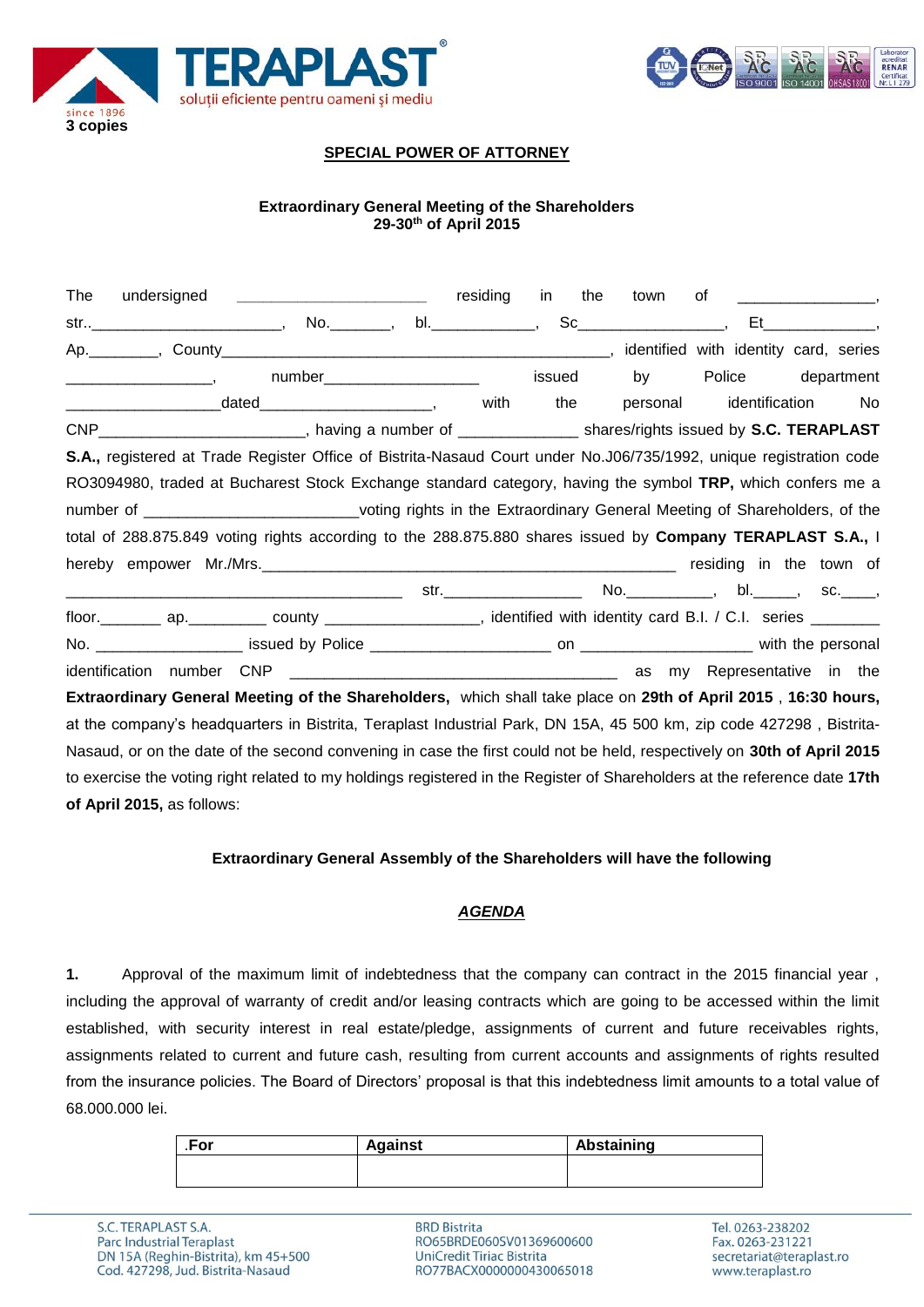3 copies

**SPECIAL POWER OF ATTORNEY**

**Extraordinary General Meeting of the Shareholders**
**29-30th of April 2015**

The undersigned ______________________ residing in the town of _______________, str..______________________, No._______, bl.____________, Sc________________, Et_____________, Ap.________, County_____________________________________________, identified with identity card, series ________________, number__________________ issued by Police department _________________dated____________________, with the personal identification No CNP_______________________, having a number of _____________ shares/rights issued by **S.C. TERAPLAST S.A.,** registered at Trade Register Office of Bistrita-Nasaud Court under No.J06/735/1992, unique registration code RO3094980, traded at Bucharest Stock Exchange standard category, having the symbol **TRP,** which confers me a number of ________________________voting rights in the Extraordinary General Meeting of Shareholders, of the total of 288.875.849 voting rights according to the 288.875.880 shares issued by **Company TERAPLAST S.A.,** I hereby empower Mr./Mrs._______________________________________________ residing in the town of ______________________________________ str.________________ No.__________, bl._____, sc.____, floor._______ ap._________ county _________________, identified with identity card B.I. / C.I. series ________ No. ________________ issued by Police _____________________ on ___________________ with the personal identification number CNP _____________________________________ as my Representative in the **Extraordinary General Meeting of the Shareholders,** which shall take place on **29th of April 2015** , **16:30 hours,** at the company's headquarters in Bistrita, Teraplast Industrial Park, DN 15A, 45 500 km, zip code 427298 , Bistrita-Nasaud, or on the date of the second convening in case the first could not be held, respectively on **30th of April 2015** to exercise the voting right related to my holdings registered in the Register of Shareholders at the reference date **17th of April 2015,** as follows:

**Extraordinary General Assembly of the Shareholders will have the following**

***AGENDA***

**1.** Approval of the maximum limit of indebtedness that the company can contract in the 2015 financial year , including the approval of warranty of credit and/or leasing contracts which are going to be accessed within the limit established, with security interest in real estate/pledge, assignments of current and future receivables rights, assignments related to current and future cash, resulting from current accounts and assignments of rights resulted from the insurance policies. The Board of Directors' proposal is that this indebtedness limit amounts to a total value of 68.000.000 lei.

| .For | Against | Abstaining |
|---|---|---|
| | | |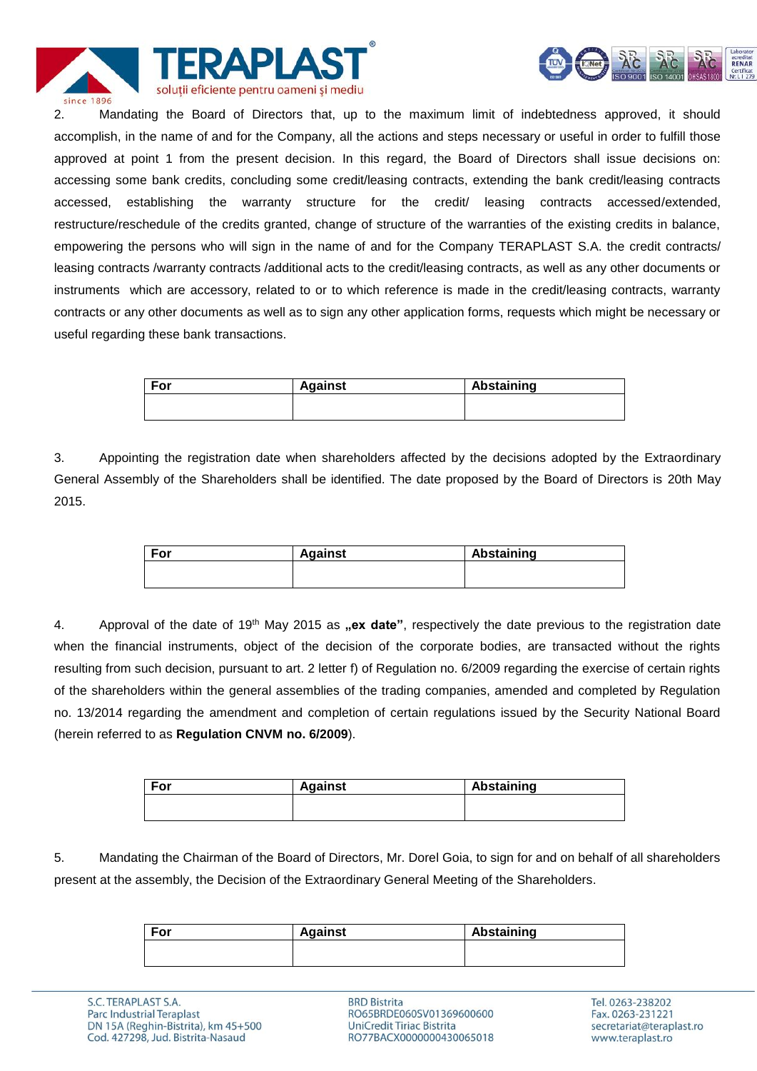2. Mandating the Board of Directors that, up to the maximum limit of indebtedness approved, it should accomplish, in the name of and for the Company, all the actions and steps necessary or useful in order to fulfill those approved at point 1 from the present decision. In this regard, the Board of Directors shall issue decisions on: accessing some bank credits, concluding some credit/leasing contracts, extending the bank credit/leasing contracts accessed, establishing the warranty structure for the credit/ leasing contracts accessed/extended, restructure/reschedule of the credits granted, change of structure of the warranties of the existing credits in balance, empowering the persons who will sign in the name of and for the Company TERAPLAST S.A. the credit contracts/ leasing contracts /warranty contracts /additional acts to the credit/leasing contracts, as well as any other documents or instruments which are accessory, related to or to which reference is made in the credit/leasing contracts, warranty contracts or any other documents as well as to sign any other application forms, requests which might be necessary or useful regarding these bank transactions.

| For | Against | Abstaining |
|---|---|---|
| | | |

3. Appointing the registration date when shareholders affected by the decisions adopted by the Extraordinary General Assembly of the Shareholders shall be identified. The date proposed by the Board of Directors is 20th May 2015.

| For | Against | Abstaining |
|---|---|---|
| | | |

4. Approval of the date of 19th May 2015 as **„ex date"**, respectively the date previous to the registration date when the financial instruments, object of the decision of the corporate bodies, are transacted without the rights resulting from such decision, pursuant to art. 2 letter f) of Regulation no. 6/2009 regarding the exercise of certain rights of the shareholders within the general assemblies of the trading companies, amended and completed by Regulation no. 13/2014 regarding the amendment and completion of certain regulations issued by the Security National Board (herein referred to as **Regulation CNVM no. 6/2009**).

| For | Against | Abstaining |
|---|---|---|
| | | |

5. Mandating the Chairman of the Board of Directors, Mr. Dorel Goia, to sign for and on behalf of all shareholders present at the assembly, the Decision of the Extraordinary General Meeting of the Shareholders.

| For | Against | Abstaining |
|---|---|---|
| | | |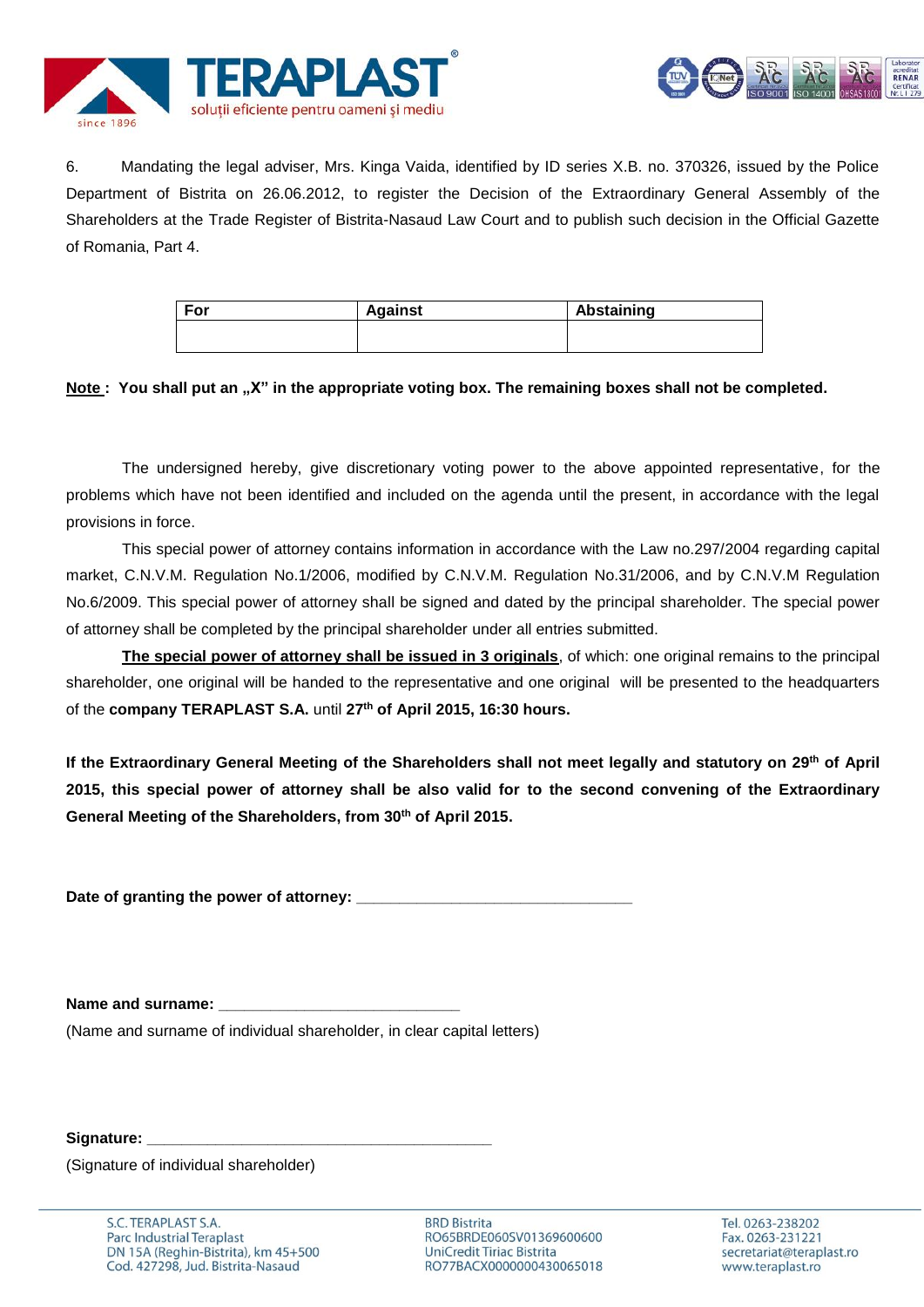6. Mandating the legal adviser, Mrs. Kinga Vaida, identified by ID series X.B. no. 370326, issued by the Police Department of Bistrita on 26.06.2012, to register the Decision of the Extraordinary General Assembly of the Shareholders at the Trade Register of Bistrita-Nasaud Law Court and to publish such decision in the Official Gazette of Romania, Part 4.

| For | Against | Abstaining |
|---|---|---|
| | | |

**Note : You shall put an „X" in the appropriate voting box. The remaining boxes shall not be completed.**

The undersigned hereby, give discretionary voting power to the above appointed representative, for the problems which have not been identified and included on the agenda until the present, in accordance with the legal provisions in force.

This special power of attorney contains information in accordance with the Law no.297/2004 regarding capital market, C.N.V.M. Regulation No.1/2006, modified by C.N.V.M. Regulation No.31/2006, and by C.N.V.M Regulation No.6/2009. This special power of attorney shall be signed and dated by the principal shareholder. The special power of attorney shall be completed by the principal shareholder under all entries submitted.

**The special power of attorney shall be issued in 3 originals**, of which: one original remains to the principal shareholder, one original will be handed to the representative and one original will be presented to the headquarters of the **company TERAPLAST S.A.** until **27th of April 2015, 16:30 hours.**

**If the Extraordinary General Meeting of the Shareholders shall not meet legally and statutory on 29th of April 2015, this special power of attorney shall be also valid for to the second convening of the Extraordinary General Meeting of the Shareholders, from 30th of April 2015.**

**Date of granting the power of attorney:** ________________________________

**Name and surname:** ____________________________

(Name and surname of individual shareholder, in clear capital letters)

**Signature:** ________________________________________

(Signature of individual shareholder)